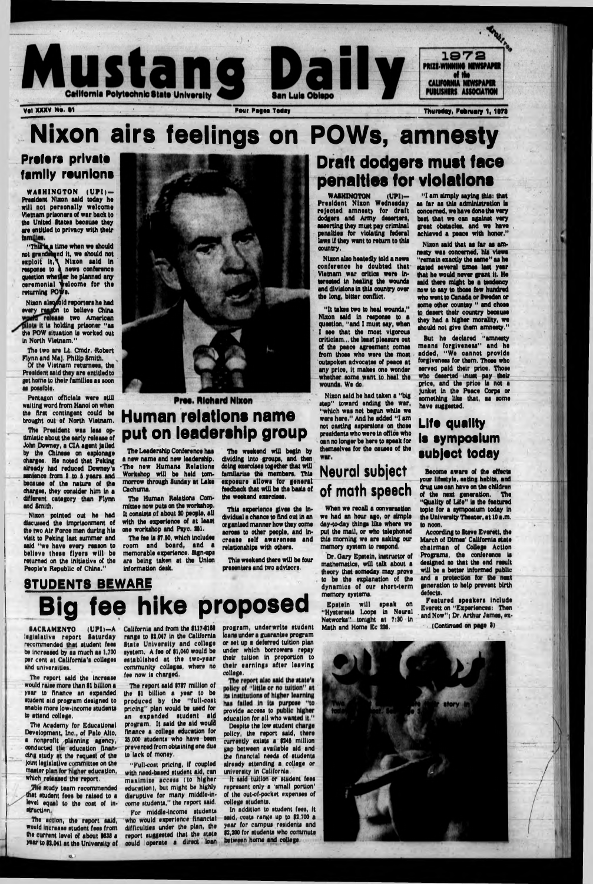# Mustang Daily

California Polytechnic State University — San Luis Obispo

1972 PRIZE-WINNING NEWSPAPER of the CALIFORNIA NEWSPAPER PUBLISHERS ASSOCIATION

Vol XXXV No. 81 — Four Pages Today — Thursday, February 1, 1973

# Nixon airs feelings on POWs, amnesty

## Prefers private family reunions

WASHINGTON (UPI)—President Nixon said today he will not personally welcome Vietnam prisoners of war back to the United States because they are entitled to privacy with their families.

"This is a time when we should not grandstand it, we should not exploit it," Nixon said in response to a news conference question whether he planned any ceremonial welcome for the returning POWs.

Nixon also told reporters he had every reason to believe China would release two American pilots it is holding prisoner "as the POW situation is worked out in North Vietnam."

The two are Lt. Cmdr. Robert Flynn and Maj. Philip Smith.

Of the Vietnam returnees, the President said they are entitled to get home to their families as soon as possible.

Pentagon officials were still waiting word from Hanoi on when the first contingent could be brought out of North Vietnam.

The President was less optimistic about the early release of John Downey, a CIA agent jailed by the Chinese on espionage charges. He noted that Peking already had reduced Downey's sentence from 2 to 5 years and because of the nature of the charges, they consider him in a different category than Flynn and Smith.

Nixon pointed out he had discussed the imprisonment of the two Air Force men during his visit to Peking last summer and said "we have every reason to believe these flyers will be returned on the initiative of the People's Republic of China."

Pres. Richard Nixon

## Draft dodgers must face penalties for violations

WASHINGTON (UPI)—President Nixon Wednesday rejected amnesty for draft dodgers and Army deserters, asserting they must pay criminal penalties for violating federal laws if they want to return to this country.

Nixon also heatedly told a news conference he doubted that Vietnam war critics were interested in healing the wounds and divisions in this country over the long, bitter conflict.

"It takes two to heal wounds," Nixon said in response to a question, "and I must say, when I see that the most vigorous criticism... the least pleasure out of the peace agreement comes from those who were the most outspoken advocates of peace at any price, it makes one wonder whether some want to heal the wounds. We do."

Nixon said he had taken a "big step" toward ending the war, "which was not begun while we were here." And he added "I am not casting aspersions on those presidents who were in office who can no longer be here to speak for themselves for the causes of the war.

"I am simply saying this: that as far as this administration is concerned, we have done the very best that we can against very great obstacles, and we have achieved a peace with honor."

Nixon said that as far as amnesty was concerned, his views "remain exactly the same" as he stated several times last year that he would never grant it. He said there might be a tendency now to say to those few hundred who went to Canada or Sweden or some other country and chose to desert their country because they had a higher morality, we should not give them amnesty."

But he declared "amnesty means forgiveness" and he added, "We cannot provide forgiveness for them. Those who served paid their price. Those who deserted must pay their price, and the price is not a junket in the Peace Corps or something like that, as some have suggested.

## Human relations name put on leadership group

The Leadership Conference has a new name and new leadership. The new Humans Relations Workshop will be held tomorrow through Sunday at Lake Cachuma.

The Human Relations Committee now puts on the workshop. It consists of about 20 people, all with the experience of at least one workshop and Psyc. 381.

The fee is $7.50, which includes room and board, and a memorable experience. Sign-ups are being taken at the Union information desk.

The weekend will begin by dividing into groups, and then doing exercises together that will familiarize the members. This exposure allows for general feedback that will be the basis of the weekend exercises.

This experience gives the individual a chance to find out in an organized manner how they come across to other people, and increase self awareness and relationships with others.

This weekend there will be four presenters and two advisors.

## Neural subject of math speech

When we recall a conversation we had an hour ago, or simple day-to-day things like where we put the mail, or who telephoned this morning we are asking our memory system to respond.

Dr. Gary Epstein, instructor of mathematics, will talk about a theory that someday may prove to be the explanation of the dynamics of our short-term memory systems.

Epstein will speak on "Hysteresis Loops in Neural Networks" tonight at 7:30 in Math and Home Ec 226.

## Life quality is symposium subject today

Become aware of the effects your lifestyle, eating habits, and drug use can have on the children of the next generation. The "Quality of Life" is the featured topic for a symposium today in the University Theater, at 10 a.m. to noon.

According to Steve Everett, the March of Dimes' California state chairman of College Action Programs, the conference is designed so that the end result will be a better informed public and a protection for the next generation to help prevent birth defects.

Featured speakers include Everett on "Experiences: Then and Now"; Dr. Arthur James, ex-

(Continued on page 3)

## STUDENTS BEWARE

# Big fee hike proposed

SACRAMENTO (UPI)—A legislative report Saturday recommended that student fees be increased by as much as 1,700 per cent at California's colleges and universities.

The report said the increase would raise more than $1 billion a year to finance an expanded student aid program designed to enable more low-income students to attend college.

The Academy for Educational Development, Inc., of Palo Alto, a nonprofit planning agency, conducted the education financing study at the request of the joint legislative committee on the master plan for higher education, which released the report.

The study team recommended that student fees be raised to a level equal to the cost of instruction.

The action, the report said, would increase student fees from the current level of about $638 a year to $3,041 at the University of California and from the $117-$168 range to $2,047 in the California State University and college system. A fee of $1,040 would be established at the two-year community colleges, where no fee now is charged.

The report said $787 million of the $1 billion a year to be produced by the "full-cost pricing" plan would be used for an expanded student aid program. It said the aid would finance a college education for 25,000 students who have been prevented from obtaining one due to lack of money.

"Full-cost pricing, if coupled with need-based student aid, can maximize access (to higher education), but might be highly disruptive for many middle-income students," the report said.

For middle-income students who would experience financial difficulties under the plan, the report suggested that the state could operate a direct loan program, underwrite student loans under a guarantee program or set up a deferred tuition plan under which borrowers repay their tuition in proportion to their earnings after leaving college.

The report also said the state's policy of "little or no tuition" at its institutions of higher learning has failed in its purpose "to provide access to public higher education for all who wanted it."

Despite the low student charge policy, the report said, there currently exists a $245 million gap between available aid and the financial needs of students already attending a college or university in California.

It said tuition or student fees represent only a 'small portion' of the out-of-pocket expenses of college students.

In addition to student fees, it said, costs range up to $2,700 a year for campus residents and $2,200 for students who commute between home and college.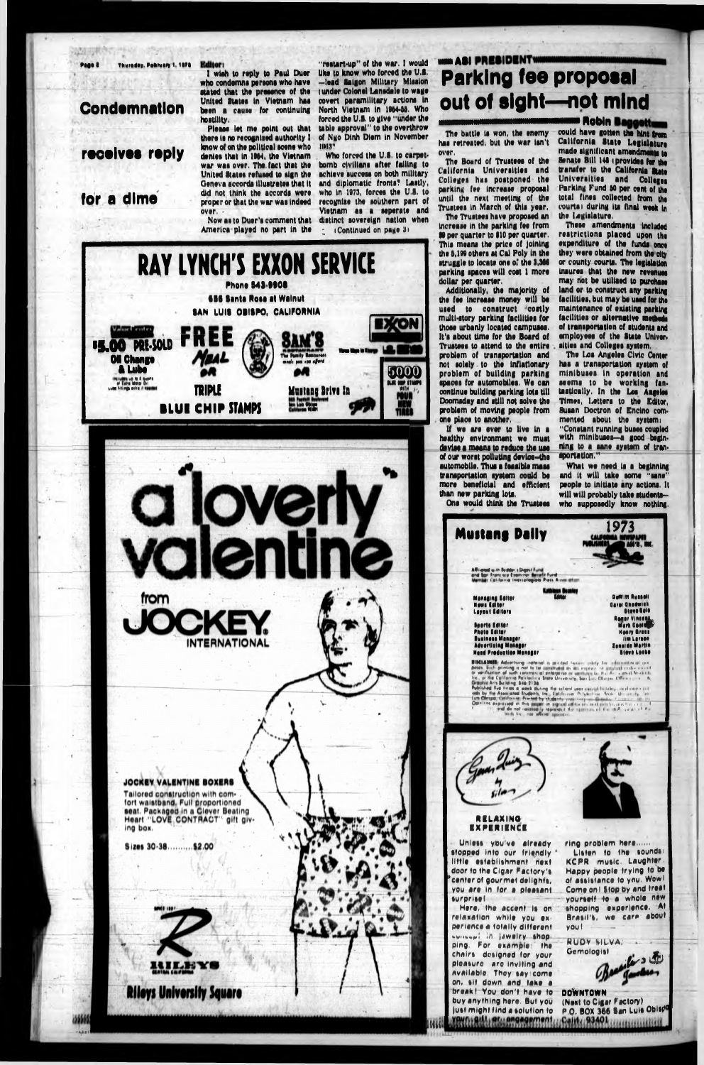## Condemnation receives reply for a dime

Editor:

I wish to reply to Paul Duer who condemns persons who have stated that the presence of the United States in Vietnam has been a cause for continuing hostility.

Please let me point out that there is no recognized authority I know of on the political scene who denies that in 1954, the Vietnam war was over. The fact that the United States refused to sign the Geneva accords illustrates that it did not think the accords were proper or that the war was indeed over.

Now as to Duer's comment that America played no part in the "restart-up" of the war. I would like to know who forced the U.S.—lead Saigon Military Mission (under Colonel Lansdale to wage covert paramilitary actions in North Vietnam in 1954-55. Who forced the U.S. to give "under the table approval" to the overthrow of Ngo Dinh Diem in November 1963?

Who forced the U.S. to carpet-bomb civilians after failing to achieve success on both military and diplomatic fronts? Lastly, who in 1973, forces the U.S. to recognize the southern part of Vietnam as a seperate and distinct sovereign nation when

(Continued on page 3)

## ASI PRESIDENT

# Parking fee proposal out of sight—not mind

**Robin Baggett**

The battle is won, the enemy has retreated, but the war isn't over.

The Board of Trustees of the California Universities and Colleges has postponed the parking fee increase proposal until the next meeting of the Trustees in March of this year.

The Trustees have proposed an increase in the parking fee from $9 per quarter to $10 per quarter. This means the price of joining the 5,199 others at Cal Poly in the struggle to locate one of the 3,366 parking spaces will cost 1 more dollar per quarter.

Additionally, the majority of the fee increase money will be used to construct costly multi-story parking facilities for those urbanly located campuses. It's about time for the Board of Trustees to attend to the entire problem of transportation and not solely to the inflationary problem of building parking spaces for automobiles. We can continue building parking lots till Doomsday and still not solve the problem of moving people from one place to another.

If we are ever to live in a healthy environment we must devise a means to reduce the use of our worst polluting device—the automobile. Thus a feasible mass transportation system could be more beneficial and efficient than new parking lots.

One would think the Trustees could have gotten the hint from California State Legislature made significant amendments to Senate Bill 148 (provides for the transfer to the California State Universities and Colleges Parking Fund 50 per cent of the total fines collected from the courts) during its final week in the Legislature.

These amendments included restrictions placed upon the expenditure of the funds once they were obtained from the city or county courts. The legislation insures that the new revenues may not be utilized to purchase land or to construct any parking facilities, but may be used for the maintenance of existing parking facilities or alternative methods of transportation of students and employees of the State Universities and Colleges system.

The Los Angeles Civic Center has a transportation system of minibuses in operation and seems to be working fantastically. In the Los Angeles Times, Letters to the Editor, Susan Doctron of Encino commented about the system: "Constant running buses coupled with minibuses—a good beginning to a sane system of transportation."

What we need is a beginning and it will take some "sane" people to initiate any actions. It will probably take students—who supposedly know nothing.

---

**RAY LYNCH'S EXXON SERVICE**
Phone 543-9908
656 Santa Rosa at Walnut
SAN LUIS OBISPO, CALIFORNIA

$5.00 PRE-SOLD Oil Change & Lube — FREE MEAL or TRIPLE BLUE CHIP STAMPS — SAM'S The Family Restaurant — Mustang Drive In — 5000 Blue Chip Stamps with Four New Tires

---

**a "loverly" valentine from JOCKEY INTERNATIONAL**

JOCKEY VALENTINE BOXERS

Tailored construction with comfort waistband. Full proportioned seat. Packaged in a Clever Beating Heart "LOVE CONTRACT" gift giving box.

Sizes 30-38..........$2.00

RILEYS — Rileys University Square

---

**Mustang Daily** — 1973 California Newspaper Publishers Ass'n, Inc.

Kathleen Beasley, Editor

| | |
|---|---|
| Managing Editor | DeWitt Russell |
| News Editor | Carol Chadwick |
| Layout Editors | Steve Sole |
| | Roger Vincent |
| Sports Editor | Mark Coulter |
| Photo Editor | Henry Gross |
| Business Manager | Jim Larson |
| Advertising Manager | Zenaida Martin |
| Head Production Manager | Steve Locke |

---

**RELAXING EXPERIENCE**

Unless you've already stopped into our friendly little establishment next door to the Cigar Factory's center of gourmet delights, you are in for a pleasant surprise!

Here, the accent is on relaxation while you experience a totally different concept in jewelry shopping. For example: the chairs designed for your pleasure are inviting and available. They say come on, sit down and take a break! You don't have to buy anything here. But you just might find a solution to your gift or engagement ring problem here......

Listen to the sounds: KCPR music. Laughter. Happy people trying to be of assistance to you. Wow! Come on! Stop by and treat yourself to a whole new shopping experience. At Brasil's, we care about you!

RUDY SILVA, Gemologist

Brasil's Jewelers

DOWNTOWN (Next to Cigar Factory)
P.O. BOX 366 San Luis Obispo Calif. 93401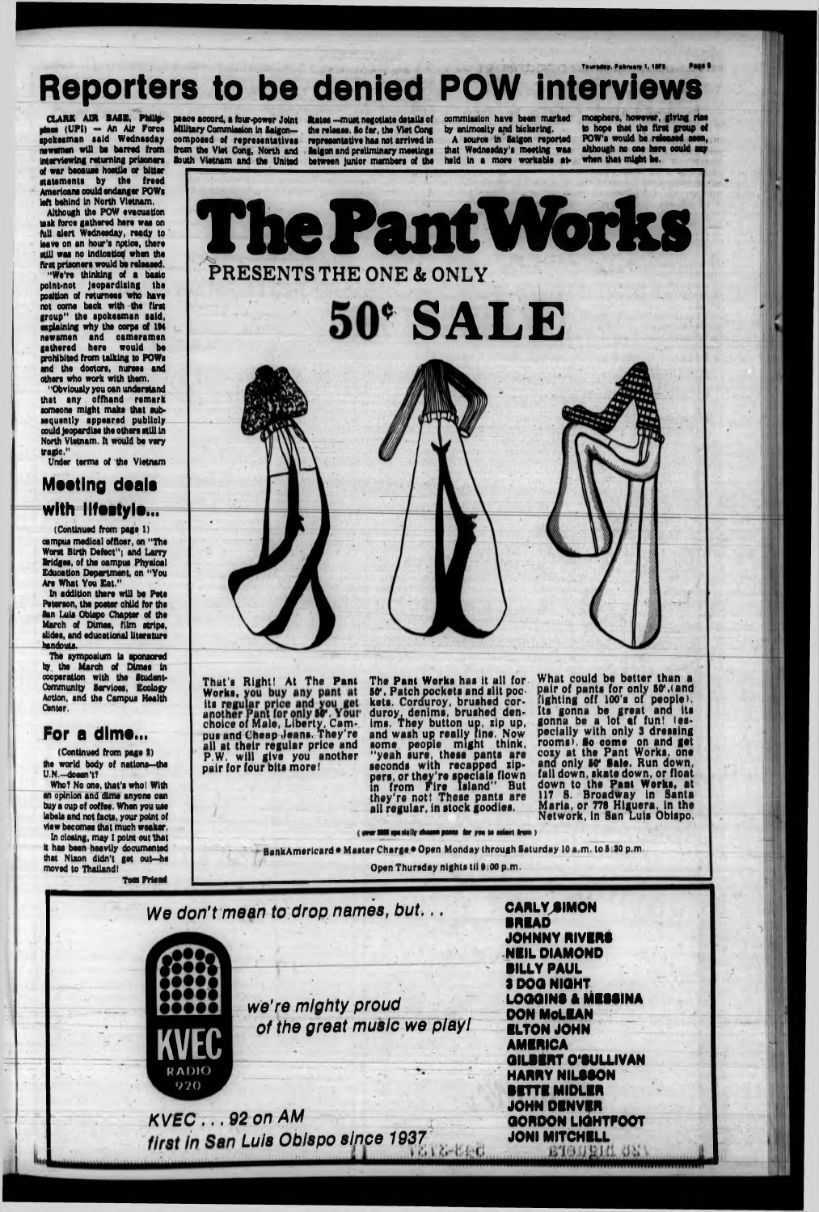# Reporters to be denied POW interviews

CLARK AIR BASE, Philippines (UPI) — An Air Force spokesman said Wednesday newsmen will be barred from interviewing returning prisoners of war because hostile or bitter statements by the freed Americans could endanger POWs left behind in North Vietnam.

Although the POW evacuation task force gathered here was on full alert Wednesday, ready to leave on an hour's notice, there still was no indication when the first prisoners would be released.

"We're thinking of a basic point-not jeopardising the position of returnees who have not come back with the first group" the spokesman said, explaining why the corps of 194 newsmen and cameramen gathered here would be prohibited from talking to POWs and the doctors, nurses and others who work with them.

"Obviously you can understand that any offhand remark someone might make that subsequently appeared publicly could jeopardise the others still in North Vietnam. It would be very tragic."

Under terms of the Vietnam peace accord, a four-power Joint Military Commission in Saigon—composed of representatives from the Viet Cong, North and South Vietnam and the United States —must negotiate details of the release. So far, the Viet Cong representative has not arrived in Saigon and preliminary meetings between junior members of the commission have been marked by animosity and bickering.

A source in Saigon reported that Wednesday's meeting was held in a more workable atmosphere, however, giving rise to hope that the first group of POW's would be released soon, although no one here could say when that might be.

## Meeting deals with lifestyle...

(Continued from page 1)

campus medical officer, on "The Worst Birth Defect"; and Larry Bridges, of the campus Physical Education Department, on "You Are What You Eat."

In addition there will be Pete Peterson, the poster child for the San Luis Obispo Chapter of the March of Dimes, film strips, slides, and educational literature handouts.

The symposium is sponsored by the March of Dimes in cooperation with the Student-Community Services, Ecology Action, and the Campus Health Center.

## For a dime...

(Continued from page 2)

the world body of nations—the U.N.—doesn't?

Who? No one, that's who! With an opinion and dime anyone can buy a cup of coffee. When you use labels and not facts, your point of view becomes that much weaker.

In closing, may I point out that it has been heavily documented that Nixon didn't get out—he moved to Thailand!

Tom Friend

# The Pant Works

PRESENTS THE ONE & ONLY

# 50¢ SALE

That's Right! At The Pant Works, you buy any pant at its regular price and you get another Pant for only 50¢. Your choice of Male, Liberty, Campus and Cheap Jeans. They're all at their regular price and P.W. will give you another pair for four bits more!

The Pant Works has it all for 50¢. Patch pockets and slit pockets. Corduroy, brushed corduroy, denims, brushed denims. They button up, zip up, and wash up really fine. Now some people might think, "yeah sure, these pants are seconds with recapped zippers, or they're specials flown in from Fire Island" But they're not! These pants are all regular, in stock goodies.

What could be better than a pair of pants for only 50¢, (and fighting off 100's of people). Its gonna be great and its gonna be a lot of fun! (especially with only 3 dressing rooms). So come on and get cozy at the Pant Works, one and only 50¢ Sale. Run down, fall down, skate down, or float down to the Pant Works, at 117 S. Broadway in Santa Maria, or 778 Higuera, in the Network, in San Luis Obispo.

(over 2000 specially chosen pants for you to select from)

BankAmericard • Master Charge • Open Monday through Saturday 10 a.m. to 5:30 p.m.

Open Thursday nights til 9:00 p.m.

*We don't mean to drop names, but...*

KVEC RADIO 920

*we're mighty proud of the great music we play!*

*KVEC . . . 92 on AM*

*first in San Luis Obispo since 1937*

CARLY SIMON
BREAD
JOHNNY RIVERS
NEIL DIAMOND
BILLY PAUL
3 DOG NIGHT
LOGGINS & MESSINA
DON McLEAN
ELTON JOHN
AMERICA
GILBERT O'SULLIVAN
HARRY NILSSON
BETTE MIDLER
JOHN DENVER
GORDON LIGHTFOOT
JONI MITCHELL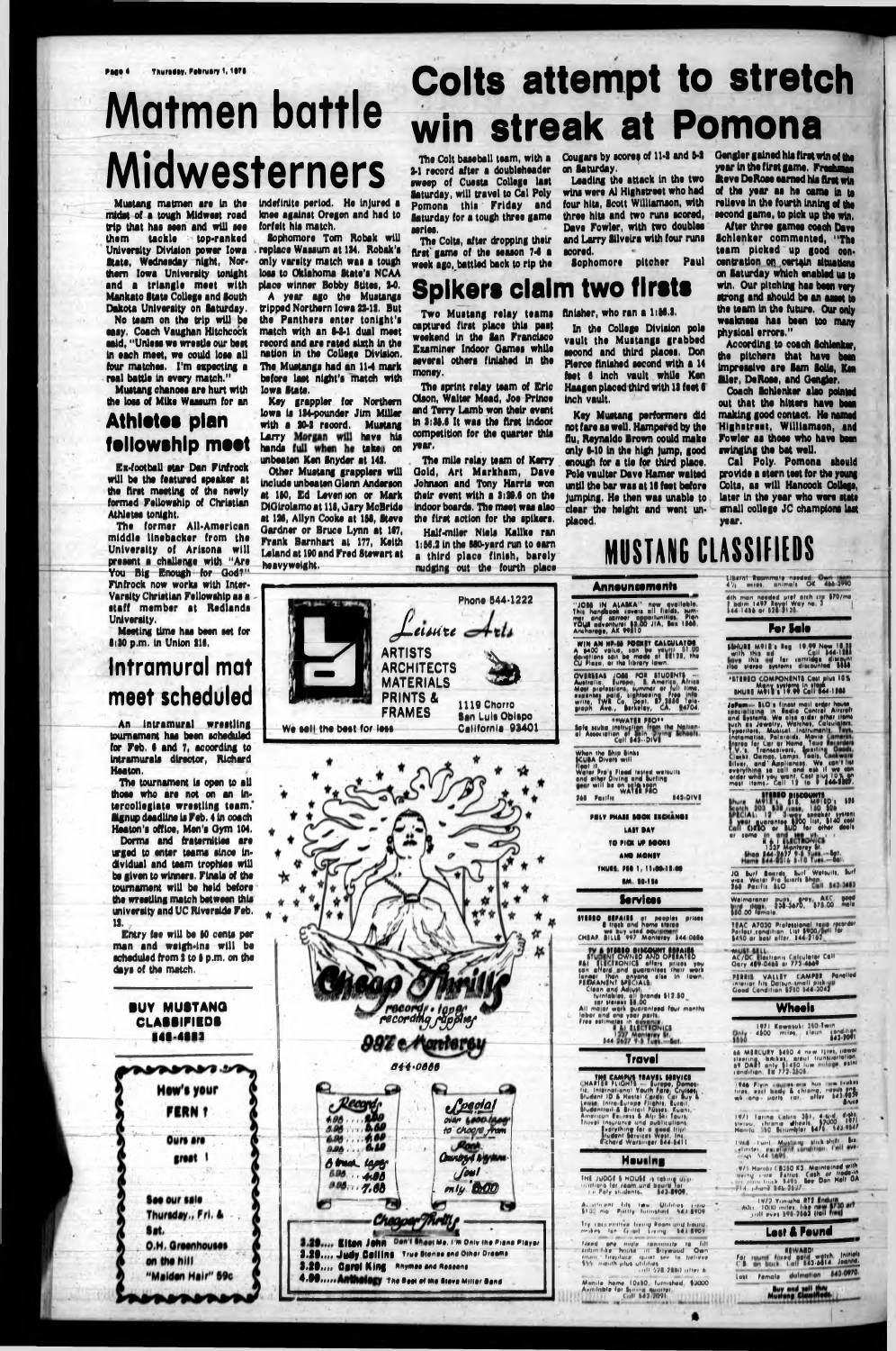# Matmen battle Midwesterners

Mustang matmen are in the midst of a tough Midwest road trip that has seen and will see them tackle top-ranked University Division power Iowa State, Wednesday night, Northern Iowa University tonight and a triangle meet with Mankato State College and South Dakota University on Saturday.

No team on the trip will be easy. Coach Vaughan Hitchcock said, "Unless we wrestle our best in each meet, we could lose all four matches. I'm expecting a real battle in every match."

Mustang chances are hurt with the loss of Mike Wassum for an indefinite period. He injured a knee against Oregon and had to forfeit his match.

Sophomore Tom Robak will replace Wassum at 134. Robak's only varsity match was a tough loss to Oklahoma State's NCAA place winner Bobby Stites, 2-0.

A year ago the Mustangs tripped Northern Iowa 23-12. But the Panthers enter tonight's match with an 8-8-1 dual meet record and are rated sixth in the nation in the College Division. The Mustangs had an 11-4 mark before last night's match with Iowa State.

Key grappler for Northern Iowa is 134-pounder Jim Miller with a 20-3 record. Mustang Larry Morgan will have his hands full when he takes on unbeaten Ken Snyder at 142.

Other Mustang grapplers will include unbeaten Glenn Anderson at 150, Ed Leverton or Mark DiGirolamo at 118, Gary McBride at 126, Allyn Cooke at 158, Steve Gardner or Bruce Lynn at 167, Frank Barnhart at 177, Keith Leland at 190 and Fred Stewart at heavyweight.

## Athletes plan fellowship meet

Ex-football star Dan Finfrock will be the featured speaker at the first meeting of the newly formed Fellowship of Christian Athletes tonight.

The former All-American middle linebacker from the University of Arizona will present a challenge with "Are You Big Enough for God?" Finfrock now works with Inter-Varsity Christian Fellowship as a staff member at Redlands University.

Meeting time has been set for 8:30 p.m. in Union 218.

## Intramural mat meet scheduled

An intramural wrestling tournament has been scheduled for Feb. 6 and 7, according to intramurals director, Richard Heaton.

The tournament is open to all those who are not on an intercollegiate wrestling team. Signup deadline is Feb. 4 in coach Heaton's office, Men's Gym 104.

Dorms and fraternities are urged to enter teams since individual and team trophies will be given to winners. Finals of the tournament will be held before the wrestling match between this university and UC Riverside Feb. 13.

Entry fee will be 50 cents per man and weigh-ins will be scheduled from 3 to 5 p.m. on the days of the match.

**BUY MUSTANG CLASSIFIEDS 546-4683**

How's your FERN ? Ours are great ! See our sale Thursday., Fri. & Sat. O.H. Greenhouses on the hill "Maiden Hair" 59c

# Colts attempt to stretch win streak at Pomona

The Colt baseball team, with a 2-1 record after a doubleheader sweep of Cuesta College last Saturday, will travel to Cal Poly Pomona this Friday and Saturday for a tough three game series.

The Colts, after dropping their first game of the season 7-6 a week ago, battled back to rip the Cougars by scores of 11-2 and 5-3 on Saturday.

Leading the attack in the two wins were Al Highstreet who had four hits, Scott Williamson, with three hits and two runs scored, Dave Fowler, with two doubles and Larry Silveira with four runs scored.

Sophomore pitcher Paul Gengler gained his first win of the year in the first game. Freshman Steve DeRose earned his first win of the year as he came in to relieve in the fourth inning of the second game, to pick up the win.

After three games coach Dave Schlenker commented, "The team picked up good concentration on certain situations on Saturday which enabled us to win. Our pitching has been very strong and should be an asset to the team in the future. Our only weakness has been too many physical errors."

According to coach Schlenker, the pitchers that have been impressive are Sam Solis, Ken Siler, DeRose, and Gengler.

Coach Schlenker also pointed out that the hitters have been making good contact. He named Highstreet, Williamson, and Fowler as those who have been swinging the bat well.

Cal Poly Pomona should provide a stern test for the young Colts, as will Hancock College, later in the year who were state small college JC champions last year.

## Spikers claim two firsts

Two Mustang relay teams captured first place this past weekend in the San Francisco Examiner Indoor Games while several others finished in the money.

The sprint relay team of Eric Olson, Walter Mead, Joe Prince and Terry Lamb won their event in 3:38.6 It was the first indoor competition for the quartet this year.

The mile relay team of Kerry Gold, Art Markham, Dave Johnson and Tony Harris won their event with a 3:29.6 on the indoor boards. The meet was also the first action for the spikers.

Half-miler Niels Kallke ran 1:56.2 in the 880-yard run to earn a third place finish, barely nudging out the fourth place finisher, who ran a 1:56.3.

In the College Division pole vault the Mustangs grabbed second and third places. Don Pierce finished second with a 14 feet 6 inch vault while Ken Haagen placed third with 13 feet 6 inch vault.

Key Mustang performers did not fare as well. Hampered by the flu, Reynaldo Brown could make only 6-10 in the high jump, good enough for a tie for third place. Pole vaulter Dave Hamer waited until the bar was at 16 feet before jumping. He then was unable to clear the height and went unplaced.

Phone 544-1222

Leisure Arts — ARTISTS, ARCHITECTS MATERIALS, PRINTS & FRAMES — 1119 Chorro, San Luis Obispo, California 93401 — We sell the best for less

Cheap Thrills — records • tapes • recording supplies — 997 e Monterey — 544-0686

Records: 4.98 ... 3.50; 5.98 ... 3.60; 6.98 ... 4.60; 9.98 ... 6.10 — 8 track tapes: 5.98 ... 4.35; 9.98 ... 7.68 — Special over 1000 LPs to choose from — Rock, Country, Jazz — only 2.00

3.29 ..... Elton John Don't Shoot Me, I'm Only the Piano Player
3.29 ..... Judy Collins True Stories and Other Dreams
3.29 ..... Carol King Rhymes and Reasons
4.98 ..... Anthology The Best of the Steve Miller Band

# MUSTANG CLASSIFIEDS

### Announcements

"JOBS IN ALASKA" now available. This handbook covers all fields, summer and career opportunities. Plan YOUR adventure! $3.00 JIA, Box 1565, Anchorage, AK 99510

WIN AN HP-35 POCKET CALCULATOR. A $400 value, can be yours! $1.00 donations can be made at EL 128, the CU Plaza, or the library lawn.

OVERSEAS JOBS FOR STUDENTS — Australia, Europe, S. America, Africa. Most professions, summer or full time, expenses paid, sightseeing. Free info. write, TWR Co. Dept. E7 2550 Telegraph Ave., Berkeley, CA. 94704.

**WATER PRO** Safe scuba instruction from the National Association of Skin Diving Schools. Call 543-DIVE

When the Ship Sinks SCUBA Divers will float!! Water Pro's flood tested wetsuits and other Diving and Surfing gear will be on sale soon. WATER PRO 268 Pacific 543-DIVE

POLY PHASE BOOK EXCHANGE — LAST DAY TO PICK UP BOOKS AND MONEY — THURS. FEB 1, 11:00-12:00 SM. 20-156

### Services

STEREO REPAIRS at peoples prices. 8 track and home stereo. We buy used equipment. CHEAP. BILLS 997 Monterey 544-0686

TV & STEREO DISCOUNT REPAIRS — STUDENT OWNED AND OPERATED — R&I ELECTRONICS offers prices you can afford and guarantees their work longer than anyone else in town. PERMANENT SPECIALS: Clean and Adjust turntables, all brands $12.50, car stereos $8.00. All major work guaranteed four months labor and one year parts. Free estimates in advance. R & I ELECTRONICS 1337 Monterey St. 544-2677 9-5 Tues.—Sat.

### Travel

THE CAMPUS TRAVEL SERVICE — STUDENT FLIGHTS — Europe, Domestic, International Youth Fare, Cruises, Student ID & Hostel Cards, Car Buy & Lease, Intra-Europe Flights, Eurail, Studentrail & Britrail Passes, Tours, American Express & Ski Tours, Travel Insurance and publications. Everything for a good trip! Student Services West, Inc. Richard Weisinger 544-5411

### Housing

THE JUDGE S HOUSE is taking applications for room and board for 1 or Poly students. 543-8909

Apartment fits two. Utilities paid $100 mo. Partly furnished. 543-8909

Try cooperative living Room and board modes for Coed Living. 543-8909

Need one male roommate to fill unfinished house in Braywood. Own room, fireplace, quiet ... 555 month plus utilities ... call 528-2880 after 6

Mobile home 10x50, furnished, $3000. Available for Spring quarter. Call 543-2091

Liberal Roommate needed. Own room 4½ acres, animals OK 466-3990

4th man needed pref. arch stu $70/mo 1 bdrm 1497 Royal Way no. 2 544-1486 or 528-2136

### For Sale

SHURE M91E's Reg 19.99 Now 15.99 with this ad. Call 544-1386. Save this ad for cartridge discount. Also stereo systems discounted. $$$$ SHURE M91E's 19.99 Call 544-1386

*STEREO COMPONENTS Cost plus 10% Many systems in stock

JaPam — SLO's finest mail order house specializing in Radio Control Aircraft and Systems. We also order other items such as Jewelry, Watches, Calculators, Typewriters, Musical Instruments, Toys, Instamatics, Polaroids, Movie Cameras, Stereos for Car or Home, Tape Recorders, TV's, Transceivers, Sporting Goods, Clocks, Darkroom, Lamps, Tools, Cookware, Silver, and Appliances. We can't list everything so call and ask if we can order what you want. Cost plus 10% on most items. Call 12 to 9 544-2557.

STEREO DISCOUNTS — Shure M91ED $23; M91ED's $28. Scotch 203 $36 Jensen 150 $36. Marantz 2220 2-way speaker system 5 year guarantee $200 list, $140 cost. Call Chuck or Bob for other deals or come in and see us. R & I ELECTRONICS 1337 Monterey St. Shop 544-2677 9-5 Tues.—Sat. Home 544-2816 5-10 Tues.—Sat.

JQ Surf Boards, Surf Wetsuits, Surf wear. Water Pro Sports Shop. 268 Pacific SLO Call 543-3483

Weimaraner pups, grey, AKC, good blood 528-3670, $75.00 male, $80.00 female

TEAC A7030 Professional tape recorder. Perfect condition. List $900, sell for $450 or best offer. 544-2162

MUST SELL AC/DC Electronic Calculator. Call Gary 489-0468 or 773-4669

PERRIS VALLEY CAMPER Panelled interior fits Datsun small pickup. Good Condition $250 544-3042

### Wheels

1971 Kawasaki 350 Twin. Only 4500 miles, clean condition $550 543-2091

66 MERCURY $450 4 new tires, power steering, brakes, great transportation. 69 DART only $1450 low mileage, excel. condition. Ed 772-2505

1966 Plym. coupe, new hot new brakes, tires, exc. body & chrome, needs eng. wk ... parts car, offer 543-9639 Bruce

1971 Toyota Celica 35t, 4-spd, disks, stereo, chrome wheels, $2000. 1971 Honda 350 Scrambler $475 543-9547

1968 Ford Mustang stick shift. Six cylinder, excellent condition. Call evenings 544-1695.

'71 Honda CB350 K2. Maintained with loving care. Extras. Cash or trade-in. Cost under book $495. See Dan Hall OA 714 ... phone 543-2527

1972 Yamaha RT2 Enduro 360cc 1000 miles like new $750 ... will ... 543-7663 (toll free)

### Lost & Found

REWARD! For found Ladies' gold watch. Initials C.B. on back. Call 543-6814 Joanne.

Lost Female dalmation 543-0970

Buy and sell thru Mustang Classifieds.